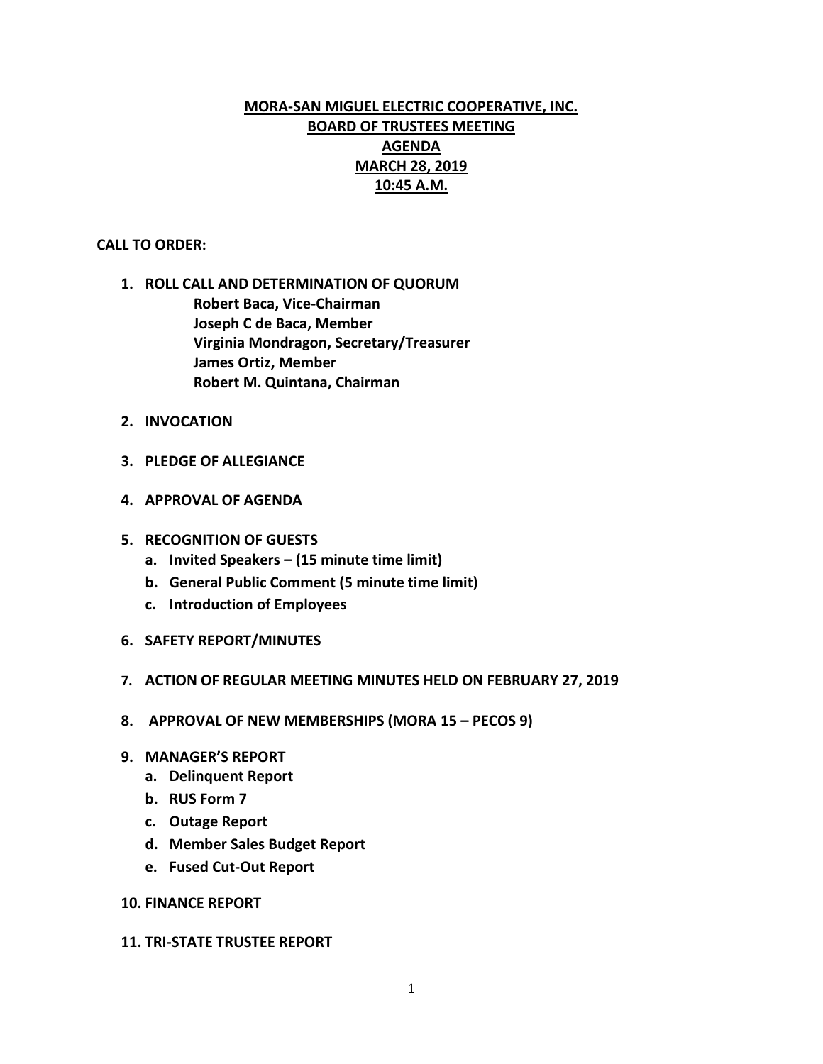# MORA-SAN MIGUEL ELECTRIC COOPERATIVE, INC.
## BOARD OF TRUSTEES MEETING
## AGENDA
## MARCH 28, 2019
## 10:45 A.M.

**CALL TO ORDER:**

1. **ROLL CALL AND DETERMINATION OF QUORUM**
   - **Robert Baca, Vice-Chairman**
   - **Joseph C de Baca, Member**
   - **Virginia Mondragon, Secretary/Treasurer**
   - **James Ortiz, Member**
   - **Robert M. Quintana, Chairman**

2. **INVOCATION**

3. **PLEDGE OF ALLEGIANCE**

4. **APPROVAL OF AGENDA**

5. **RECOGNITION OF GUESTS**
   a. **Invited Speakers – (15 minute time limit)**
   b. **General Public Comment (5 minute time limit)**
   c. **Introduction of Employees**

6. **SAFETY REPORT/MINUTES**

7. **ACTION OF REGULAR MEETING MINUTES HELD ON FEBRUARY 27, 2019**

8. **APPROVAL OF NEW MEMBERSHIPS (MORA 15 – PECOS 9)**

9. **MANAGER'S REPORT**
   a. **Delinquent Report**
   b. **RUS Form 7**
   c. **Outage Report**
   d. **Member Sales Budget Report**
   e. **Fused Cut-Out Report**

10. **FINANCE REPORT**

11. **TRI-STATE TRUSTEE REPORT**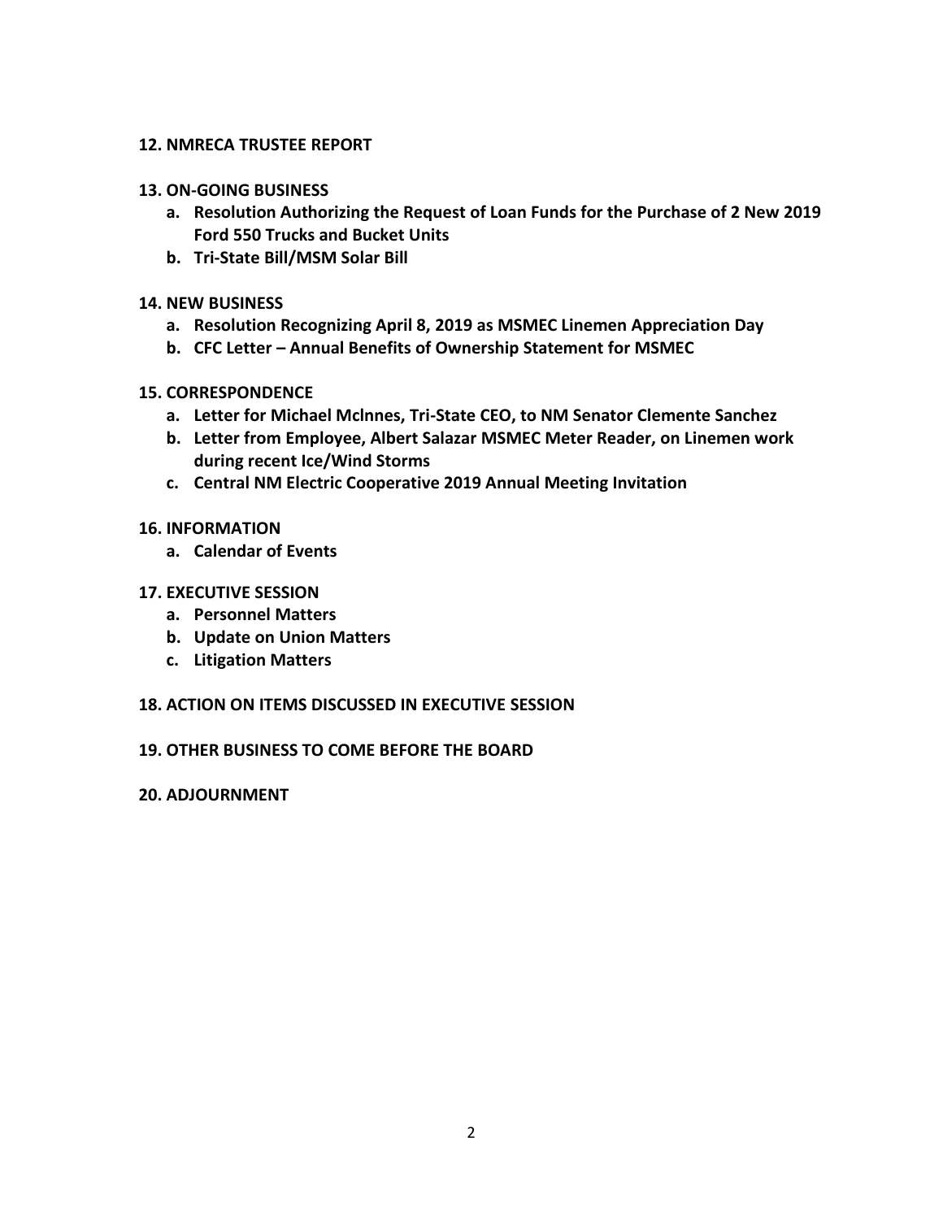**12. NMRECA TRUSTEE REPORT**

**13. ON-GOING BUSINESS**

- **a. Resolution Authorizing the Request of Loan Funds for the Purchase of 2 New 2019 Ford 550 Trucks and Bucket Units**
- **b. Tri-State Bill/MSM Solar Bill**

**14. NEW BUSINESS**

- **a. Resolution Recognizing April 8, 2019 as MSMEC Linemen Appreciation Day**
- **b. CFC Letter – Annual Benefits of Ownership Statement for MSMEC**

**15. CORRESPONDENCE**

- **a. Letter for Michael Mclnnes, Tri-State CEO, to NM Senator Clemente Sanchez**
- **b. Letter from Employee, Albert Salazar MSMEC Meter Reader, on Linemen work during recent Ice/Wind Storms**
- **c. Central NM Electric Cooperative 2019 Annual Meeting Invitation**

**16. INFORMATION**

- **a. Calendar of Events**

**17. EXECUTIVE SESSION**

- **a. Personnel Matters**
- **b. Update on Union Matters**
- **c. Litigation Matters**

**18. ACTION ON ITEMS DISCUSSED IN EXECUTIVE SESSION**

**19. OTHER BUSINESS TO COME BEFORE THE BOARD**

**20. ADJOURNMENT**